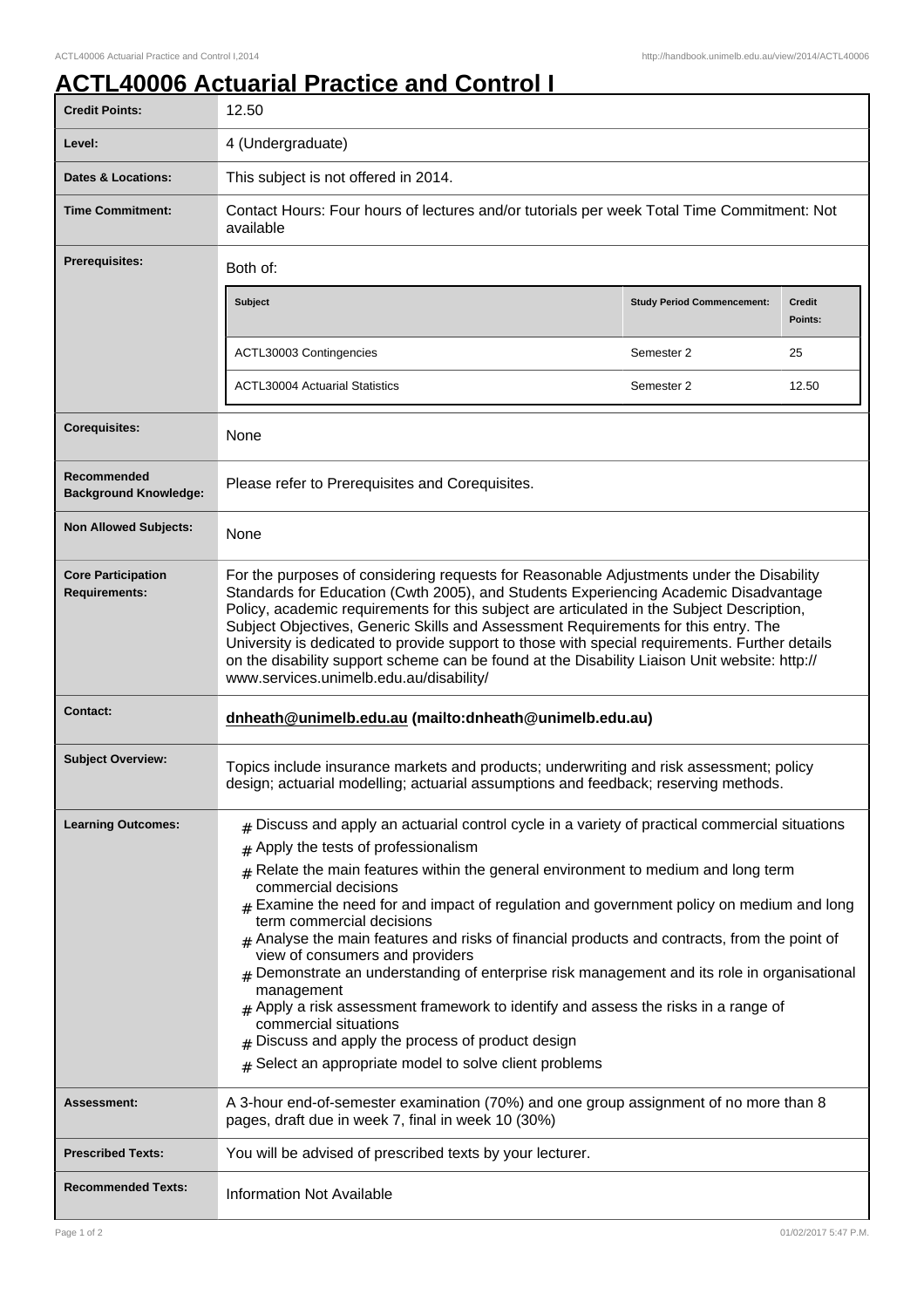# ACTL40006 Actuarial Practice and Control I

| | |
|---|---|
| **Credit Points:** | 12.50 |
| **Level:** | 4 (Undergraduate) |
| **Dates & Locations:** | This subject is not offered in 2014. |
| **Time Commitment:** | Contact Hours: Four hours of lectures and/or tutorials per week Total Time Commitment: Not available |
| **Prerequisites:** | Both of:<br><br>**Subject** / **Study Period Commencement:** / **Credit Points:**<br>ACTL30003 Contingencies / Semester 2 / 25<br>ACTL30004 Actuarial Statistics / Semester 2 / 12.50 |
| **Corequisites:** | None |
| **Recommended Background Knowledge:** | Please refer to Prerequisites and Corequisites. |
| **Non Allowed Subjects:** | None |
| **Core Participation Requirements:** | For the purposes of considering requests for Reasonable Adjustments under the Disability Standards for Education (Cwth 2005), and Students Experiencing Academic Disadvantage Policy, academic requirements for this subject are articulated in the Subject Description, Subject Objectives, Generic Skills and Assessment Requirements for this entry. The University is dedicated to provide support to those with special requirements. Further details on the disability support scheme can be found at the Disability Liaison Unit website: http://www.services.unimelb.edu.au/disability/ |
| **Contact:** | **dnheath@unimelb.edu.au (mailto:dnheath@unimelb.edu.au)** |
| **Subject Overview:** | Topics include insurance markets and products; underwriting and risk assessment; policy design; actuarial modelling; actuarial assumptions and feedback; reserving methods. |
| **Learning Outcomes:** | # Discuss and apply an actuarial control cycle in a variety of practical commercial situations<br># Apply the tests of professionalism<br># Relate the main features within the general environment to medium and long term commercial decisions<br># Examine the need for and impact of regulation and government policy on medium and long term commercial decisions<br># Analyse the main features and risks of financial products and contracts, from the point of view of consumers and providers<br># Demonstrate an understanding of enterprise risk management and its role in organisational management<br># Apply a risk assessment framework to identify and assess the risks in a range of commercial situations<br># Discuss and apply the process of product design<br># Select an appropriate model to solve client problems |
| **Assessment:** | A 3-hour end-of-semester examination (70%) and one group assignment of no more than 8 pages, draft due in week 7, final in week 10 (30%) |
| **Prescribed Texts:** | You will be advised of prescribed texts by your lecturer. |
| **Recommended Texts:** | Information Not Available |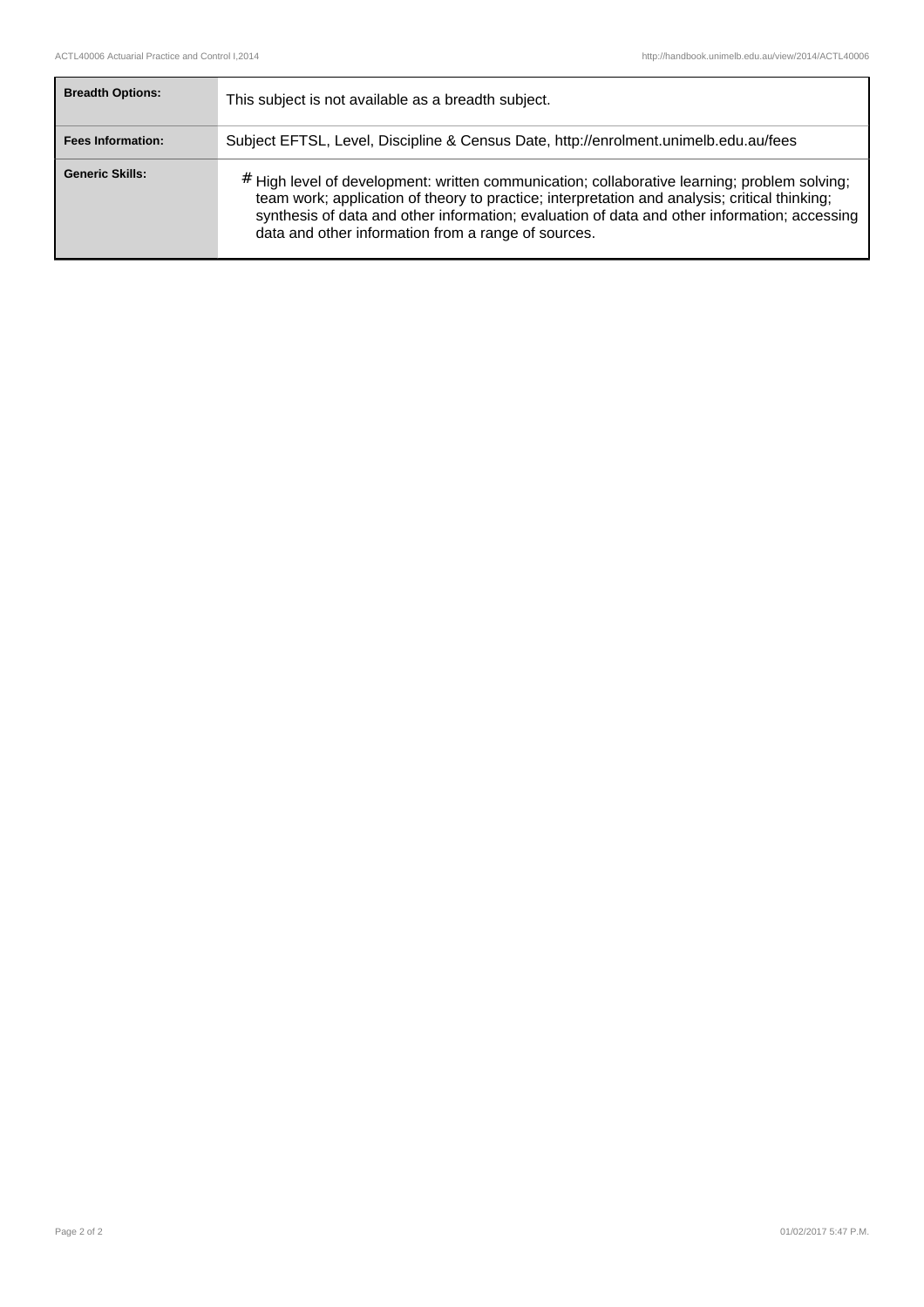| | |
|---|---|
| **Breadth Options:** | This subject is not available as a breadth subject. |
| **Fees Information:** | Subject EFTSL, Level, Discipline & Census Date, http://enrolment.unimelb.edu.au/fees |
| **Generic Skills:** | # High level of development: written communication; collaborative learning; problem solving; team work; application of theory to practice; interpretation and analysis; critical thinking; synthesis of data and other information; evaluation of data and other information; accessing data and other information from a range of sources. |